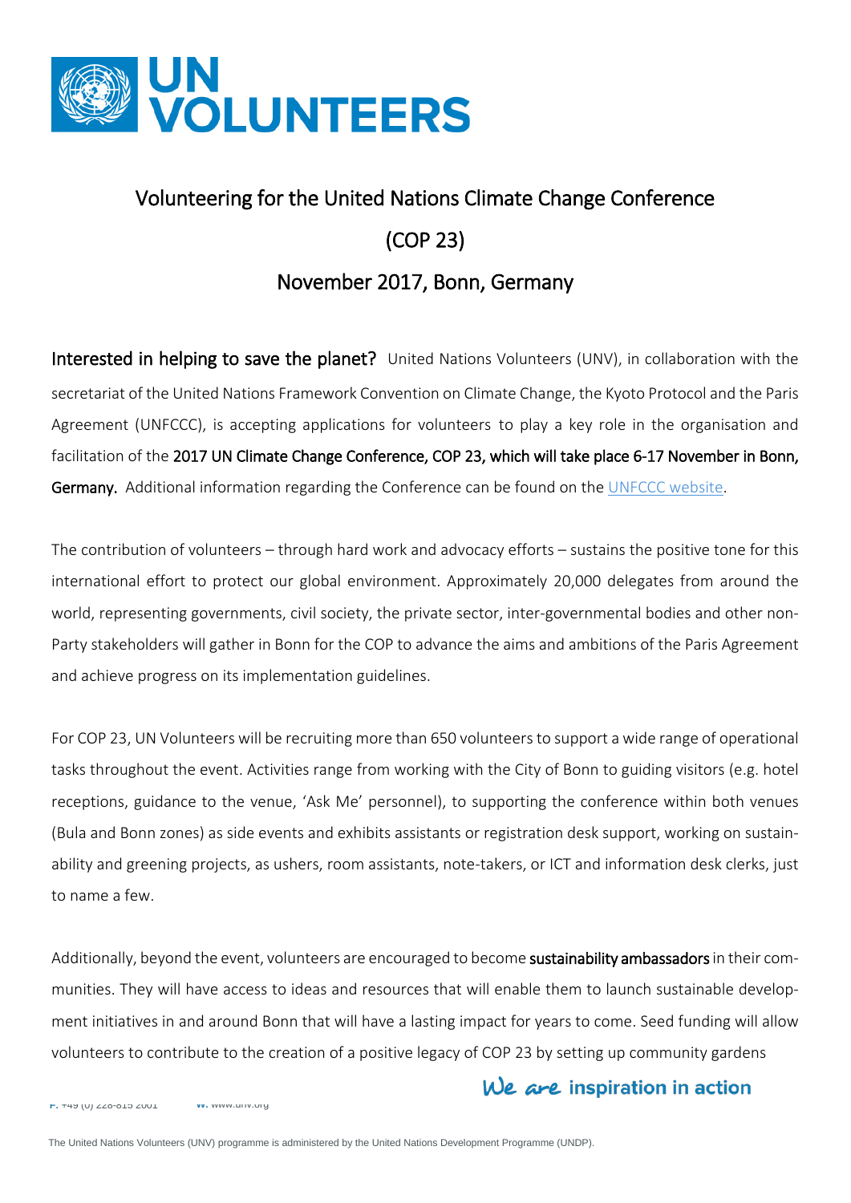# Volunteering for the United Nations Climate Change Conference (COP 23)

## November 2017, Bonn, Germany

**Interested in helping to save the planet?** United Nations Volunteers (UNV), in collaboration with the secretariat of the United Nations Framework Convention on Climate Change, the Kyoto Protocol and the Paris Agreement (UNFCCC), is accepting applications for volunteers to play a key role in the organisation and facilitation of the **2017 UN Climate Change Conference, COP 23, which will take place 6-17 November in Bonn, Germany.** Additional information regarding the Conference can be found on the UNFCCC website.

The contribution of volunteers – through hard work and advocacy efforts – sustains the positive tone for this international effort to protect our global environment. Approximately 20,000 delegates from around the world, representing governments, civil society, the private sector, inter-governmental bodies and other non-Party stakeholders will gather in Bonn for the COP to advance the aims and ambitions of the Paris Agreement and achieve progress on its implementation guidelines.

For COP 23, UN Volunteers will be recruiting more than 650 volunteers to support a wide range of operational tasks throughout the event. Activities range from working with the City of Bonn to guiding visitors (e.g. hotel receptions, guidance to the venue, 'Ask Me' personnel), to supporting the conference within both venues (Bula and Bonn zones) as side events and exhibits assistants or registration desk support, working on sustainability and greening projects, as ushers, room assistants, note-takers, or ICT and information desk clerks, just to name a few.

Additionally, beyond the event, volunteers are encouraged to become **sustainability ambassadors** in their communities. They will have access to ideas and resources that will enable them to launch sustainable development initiatives in and around Bonn that will have a lasting impact for years to come. Seed funding will allow volunteers to contribute to the creation of a positive legacy of COP 23 by setting up community gardens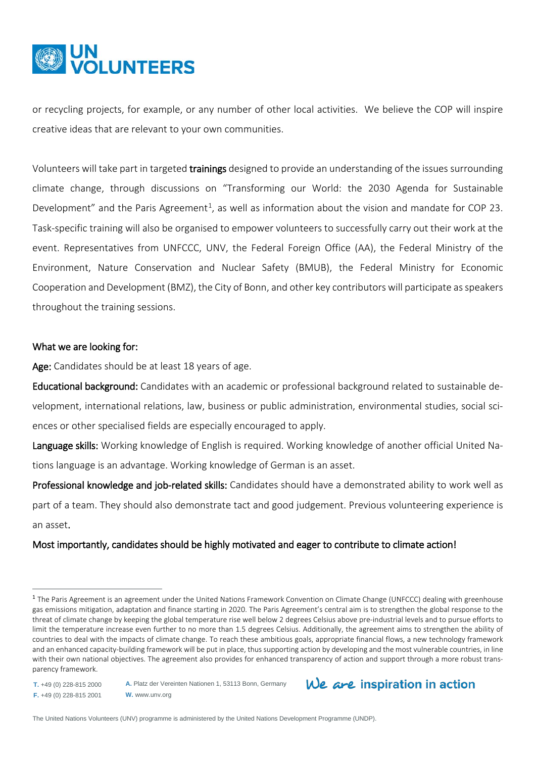or recycling projects, for example, or any number of other local activities. We believe the COP will inspire creative ideas that are relevant to your own communities.

Volunteers will take part in targeted **trainings** designed to provide an understanding of the issues surrounding climate change, through discussions on "Transforming our World: the 2030 Agenda for Sustainable Development" and the Paris Agreement[1], as well as information about the vision and mandate for COP 23. Task-specific training will also be organised to empower volunteers to successfully carry out their work at the event. Representatives from UNFCCC, UNV, the Federal Foreign Office (AA), the Federal Ministry of the Environment, Nature Conservation and Nuclear Safety (BMUB), the Federal Ministry for Economic Cooperation and Development (BMZ), the City of Bonn, and other key contributors will participate as speakers throughout the training sessions.

## What we are looking for:

**Age:** Candidates should be at least 18 years of age.

**Educational background:** Candidates with an academic or professional background related to sustainable development, international relations, law, business or public administration, environmental studies, social sciences or other specialised fields are especially encouraged to apply.

**Language skills:** Working knowledge of English is required. Working knowledge of another official United Nations language is an advantage. Working knowledge of German is an asset.

**Professional knowledge and job-related skills:** Candidates should have a demonstrated ability to work well as part of a team. They should also demonstrate tact and good judgement. Previous volunteering experience is an asset.

**Most importantly, candidates should be highly motivated and eager to contribute to climate action!**

---

[1] The Paris Agreement is an agreement under the United Nations Framework Convention on Climate Change (UNFCCC) dealing with greenhouse gas emissions mitigation, adaptation and finance starting in 2020. The Paris Agreement's central aim is to strengthen the global response to the threat of climate change by keeping the global temperature rise well below 2 degrees Celsius above pre-industrial levels and to pursue efforts to limit the temperature increase even further to no more than 1.5 degrees Celsius. Additionally, the agreement aims to strengthen the ability of countries to deal with the impacts of climate change. To reach these ambitious goals, appropriate financial flows, a new technology framework and an enhanced capacity-building framework will be put in place, thus supporting action by developing and the most vulnerable countries, in line with their own national objectives. The agreement also provides for enhanced transparency of action and support through a more robust transparency framework.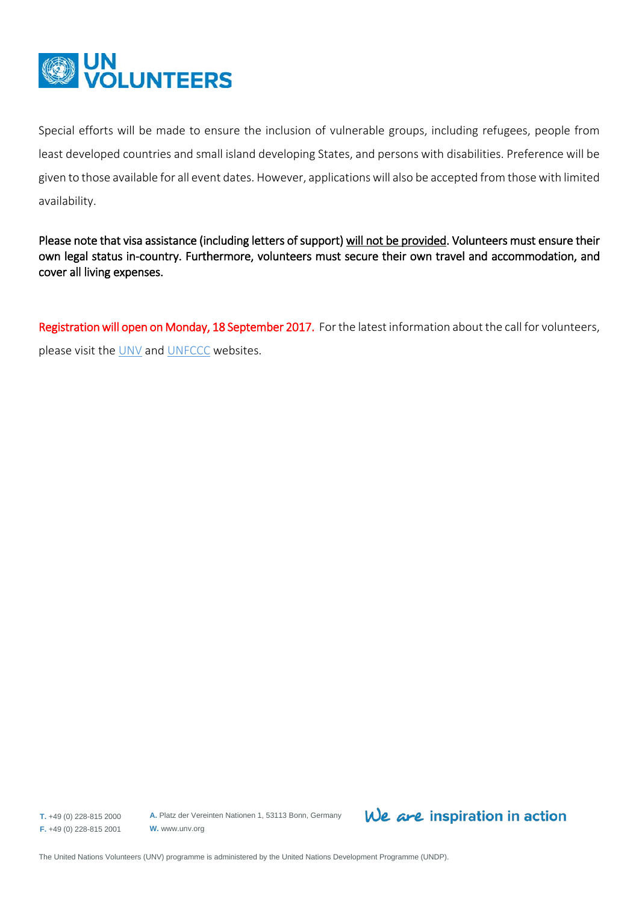Special efforts will be made to ensure the inclusion of vulnerable groups, including refugees, people from least developed countries and small island developing States, and persons with disabilities. Preference will be given to those available for all event dates. However, applications will also be accepted from those with limited availability.

**Please note that visa assistance (including letters of support) will not be provided. Volunteers must ensure their own legal status in-country. Furthermore, volunteers must secure their own travel and accommodation, and cover all living expenses.**

Registration will open on Monday, 18 September 2017. For the latest information about the call for volunteers, please visit the UNV and UNFCCC websites.